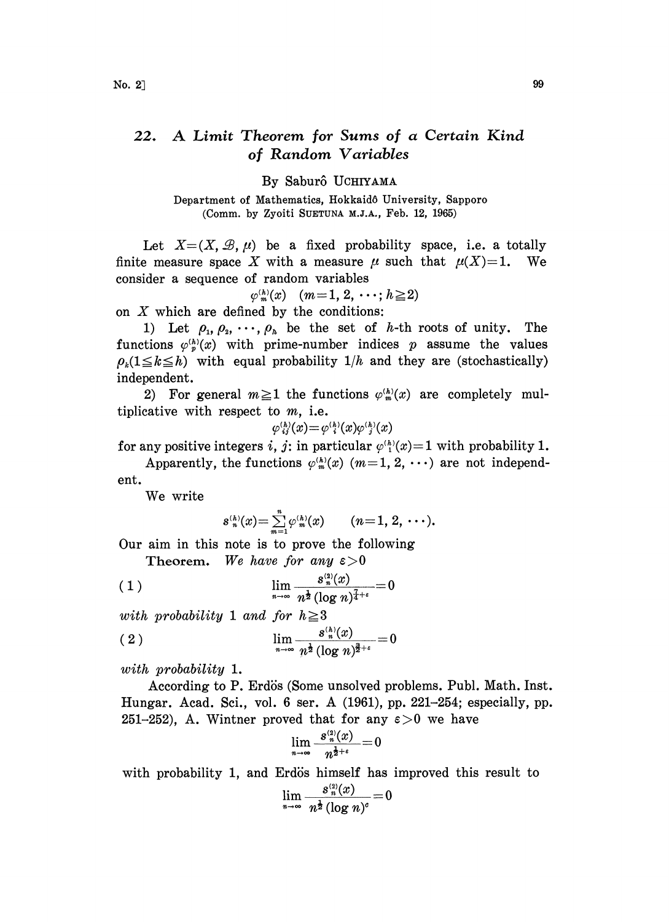# 22. A Limit Theorem for Sums of a Certain Kind of Random Variables

By Saburô UCHIYAMA

Department of Mathematics, Hokkaidô University, Sapporo
(Comm. by Zyoiti SUETUNA M.J.A., Feb. 12, 1965)

Let $X=(X, \mathscr{B}, \mu)$ be a fixed probability space, i.e. a totally finite measure space $X$ with a measure $\mu$ such that $\mu(X)=1$. We consider a sequence of random variables

$$\varphi_m^{(h)}(x) \quad (m=1, 2, \cdots; h \geqq 2)$$

on $X$ which are defined by the conditions:

1) Let $\rho_1, \rho_2, \cdots, \rho_h$ be the set of $h$-th roots of unity. The functions $\varphi_p^{(h)}(x)$ with prime-number indices $p$ assume the values $\rho_k (1 \leqq k \leqq h)$ with equal probability $1/h$ and they are (stochastically) independent.

2) For general $m \geqq 1$ the functions $\varphi_m^{(h)}(x)$ are completely multiplicative with respect to $m$, i.e.

$$\varphi_{ij}^{(h)}(x)=\varphi_i^{(h)}(x)\varphi_j^{(h)}(x)$$

for any positive integers $i, j$: in particular $\varphi_1^{(h)}(x)=1$ with probability 1.

Apparently, the functions $\varphi_m^{(h)}(x)$ $(m=1, 2, \cdots)$ are not independent.

We write

$$s_n^{(h)}(x)=\sum_{m=1}^{n} \varphi_m^{(h)}(x) \qquad (n=1, 2, \cdots).$$

Our aim in this note is to prove the following

**Theorem.** *We have for any* $\varepsilon > 0$

$$\lim_{n\to\infty} \frac{s_n^{(2)}(x)}{n^{\frac{1}{2}} (\log n)^{\frac{7}{4}+\varepsilon}} = 0 \tag{1}$$

*with probability* 1 *and for* $h \geqq 3$

$$\lim_{n\to\infty} \frac{s_n^{(h)}(x)}{n^{\frac{1}{2}} (\log n)^{\frac{3}{2}+\varepsilon}} = 0 \tag{2}$$

*with probability* 1.

According to P. Erdös (Some unsolved problems. Publ. Math. Inst. Hungar. Acad. Sci., vol. 6 ser. A (1961), pp. 221–254; especially, pp. 251–252), A. Wintner proved that for any $\varepsilon > 0$ we have

$$\lim_{n\to\infty} \frac{s_n^{(2)}(x)}{n^{\frac{1}{2}+\varepsilon}} = 0$$

with probability 1, and Erdös himself has improved this result to

$$\lim_{n\to\infty} \frac{s_n^{(2)}(x)}{n^{\frac{1}{2}} (\log n)^{c}} = 0$$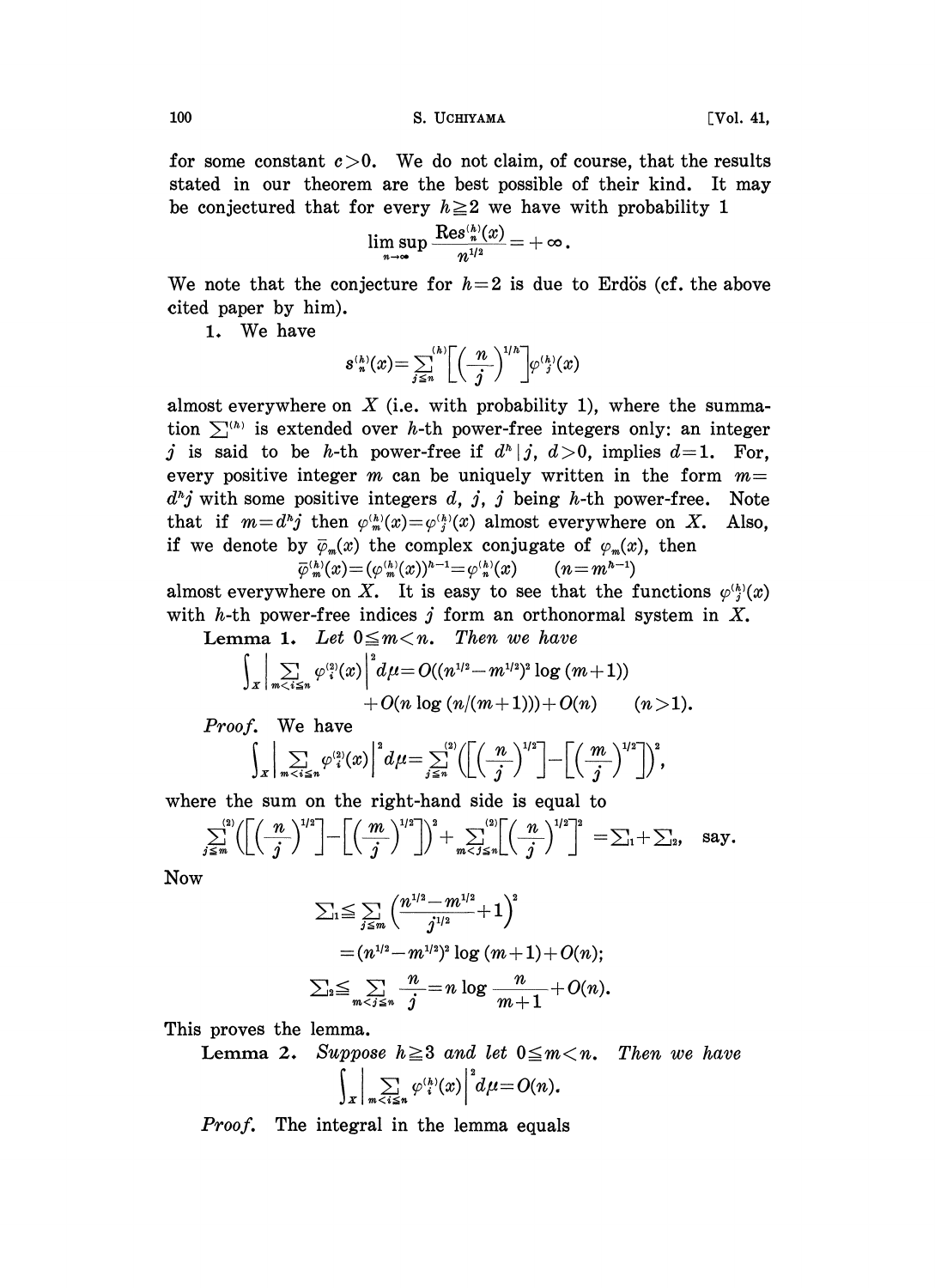for some constant $c>0$. We do not claim, of course, that the results stated in our theorem are the best possible of their kind. It may be conjectured that for every $h\geqq 2$ we have with probability 1

$$\limsup_{n\to\infty}\frac{\mathrm{Res}_n^{(h)}(x)}{n^{1/2}}=+\infty.$$

We note that the conjecture for $h=2$ is due to Erdös (cf. the above cited paper by him).

1. We have

$$s_n^{(h)}(x)=\sum_{j\leqq n}^{(h)}\left[\left(\frac{n}{j}\right)^{1/h}\right]\varphi_j^{(h)}(x)$$

almost everywhere on $X$ (i.e. with probability 1), where the summation $\sum^{(h)}$ is extended over $h$-th power-free integers only: an integer $j$ is said to be $h$-th power-free if $d^h\mid j$, $d>0$, implies $d=1$. For, every positive integer $m$ can be uniquely written in the form $m=d^hj$ with some positive integers $d$, $j$, $j$ being $h$-th power-free. Note that if $m=d^hj$ then $\varphi_m^{(h)}(x)=\varphi_j^{(h)}(x)$ almost everywhere on $X$. Also, if we denote by $\bar{\varphi}_m(x)$ the complex conjugate of $\varphi_m(x)$, then

$$\bar{\varphi}_m^{(h)}(x)=(\varphi_m^{(h)}(x))^{h-1}=\varphi_n^{(h)}(x)\qquad (n=m^{h-1})$$

almost everywhere on $X$. It is easy to see that the functions $\varphi_j^{(h)}(x)$ with $h$-th power-free indices $j$ form an orthonormal system in $X$.

**Lemma 1.** *Let $0\leqq m<n$. Then we have*

$$\int_X\left|\sum_{m<i\leqq n}\varphi_i^{(2)}(x)\right|^2d\mu=O((n^{1/2}-m^{1/2})^2\log(m+1))+O(n\log(n/(m+1)))+O(n)\qquad(n>1).$$

*Proof.* We have

$$\int_X\left|\sum_{m<i\leqq n}\varphi_i^{(2)}(x)\right|^2d\mu=\sum_{j\leqq n}^{(2)}\left(\left[\left(\frac{n}{j}\right)^{1/2}\right]-\left[\left(\frac{m}{j}\right)^{1/2}\right]\right)^2,$$

where the sum on the right-hand side is equal to

$$\sum_{j\leqq m}^{(2)}\left(\left[\left(\frac{n}{j}\right)^{1/2}\right]-\left[\left(\frac{m}{j}\right)^{1/2}\right]\right)^2+\sum_{m<j\leqq n}^{(2)}\left[\left(\frac{n}{j}\right)^{1/2}\right]^2=\textstyle\sum_1+\sum_2,\quad\text{say.}$$

Now

$$\begin{aligned}\textstyle\sum_1&\leqq\sum_{j\leqq m}\left(\frac{n^{1/2}-m^{1/2}}{j^{1/2}}+1\right)^2\\&=(n^{1/2}-m^{1/2})^2\log(m+1)+O(n);\end{aligned}$$

$$\textstyle\sum_2\leqq\displaystyle\sum_{m<j\leqq n}\frac{n}{j}=n\log\frac{n}{m+1}+O(n).$$

This proves the lemma.

**Lemma 2.** *Suppose $h\geqq 3$ and let $0\leqq m<n$. Then we have*

$$\int_X\left|\sum_{m<i\leqq n}\varphi_i^{(h)}(x)\right|^2d\mu=O(n).$$

*Proof.* The integral in the lemma equals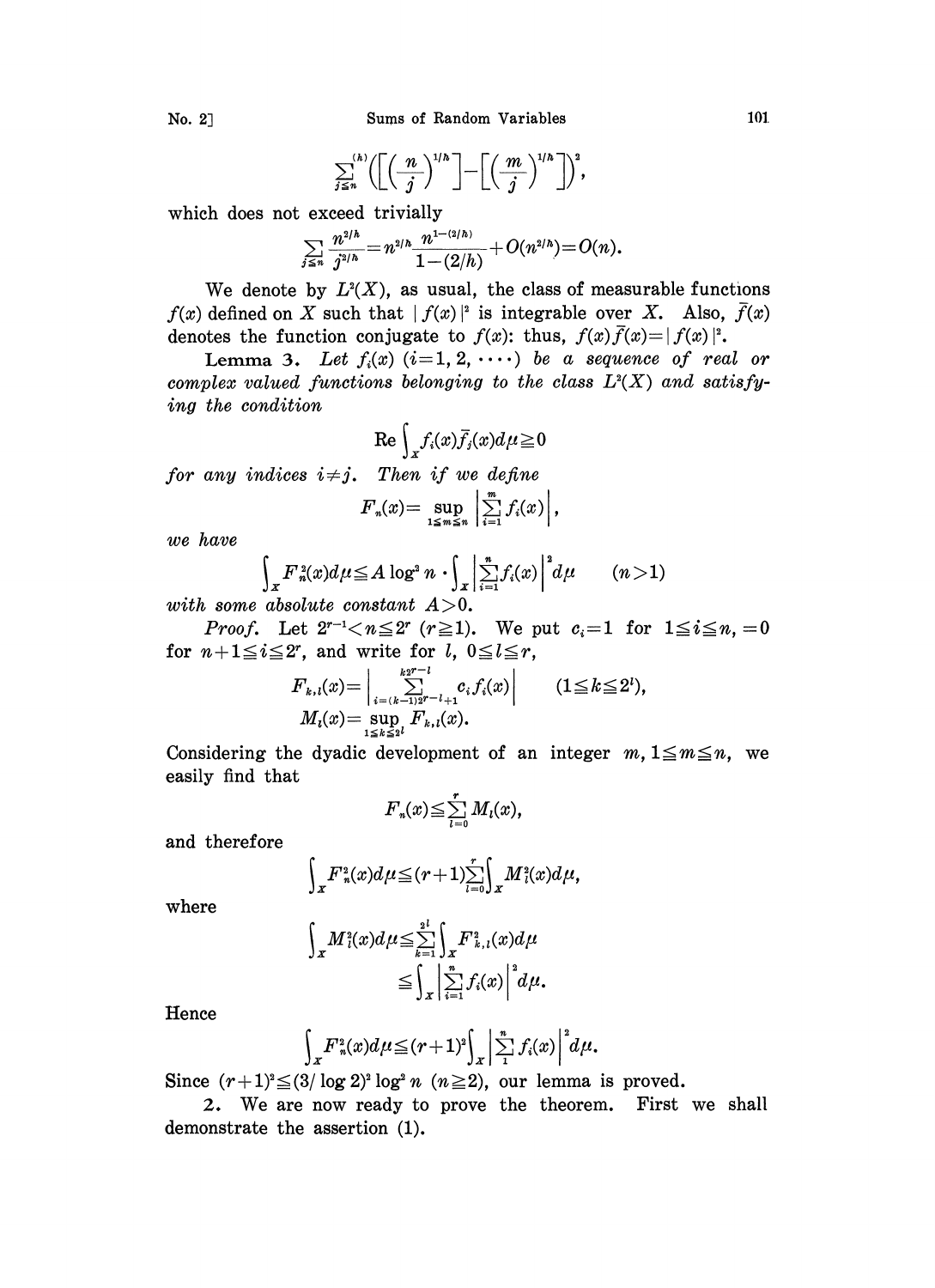$$\sum_{j\leq n}^{(h)}\left(\left[\left(\frac{n}{j}\right)^{1/h}\right]-\left[\left(\frac{m}{j}\right)^{1/h}\right]\right)^2,$$

which does not exceed trivially

$$\sum_{j\leq n}\frac{n^{2/h}}{j^{2/h}}=n^{2/h}\frac{n^{1-(2/h)}}{1-(2/h)}+O(n^{2/h})=O(n).$$

We denote by $L^2(X)$, as usual, the class of measurable functions $f(x)$ defined on $X$ such that $|f(x)|^2$ is integrable over $X$. Also, $\bar{f}(x)$ denotes the function conjugate to $f(x)$: thus, $f(x)\bar{f}(x)=|f(x)|^2$.

**Lemma 3.** *Let $f_i(x)$ $(i=1,2,\cdots)$ be a sequence of real or complex valued functions belonging to the class $L^2(X)$ and satisfying the condition*

$$\operatorname{Re}\int_X f_i(x)\bar{f}_j(x)d\mu\geq 0$$

*for any indices $i\neq j$. Then if we define*

$$F_n(x)=\sup_{1\leq m\leq n}\left|\sum_{i=1}^m f_i(x)\right|,$$

*we have*

$$\int_X F_n^2(x)d\mu\leq A\log^2 n\cdot\int_X\left|\sum_{i=1}^n f_i(x)\right|^2 d\mu\qquad (n>1)$$

*with some absolute constant $A>0$.*

*Proof.* Let $2^{r-1}<n\leq 2^r$ $(r\geq 1)$. We put $c_i=1$ for $1\leq i\leq n$, $=0$ for $n+1\leq i\leq 2^r$, and write for $l$, $0\leq l\leq r$,

$$F_{k,l}(x)=\left|\sum_{i=(k-1)2^{r-l}+1}^{k2^{r-l}}c_if_i(x)\right|\qquad (1\leq k\leq 2^l),$$

$$M_l(x)=\sup_{1\leq k\leq 2^l}F_{k,l}(x).$$

Considering the dyadic development of an integer $m$, $1\leq m\leq n$, we easily find that

$$F_n(x)\leq\sum_{l=0}^r M_l(x),$$

and therefore

$$\int_X F_n^2(x)d\mu\leq(r+1)\sum_{l=0}^r\int_X M_l^2(x)d\mu,$$

where

$$\int_X M_l^2(x)d\mu\leq\sum_{k=1}^{2^l}\int_X F_{k,l}^2(x)d\mu$$
$$\leq\int_X\left|\sum_{i=1}^n f_i(x)\right|^2 d\mu.$$

Hence

$$\int_X F_n^2(x)d\mu\leq(r+1)^2\int_X\left|\sum_1^n f_i(x)\right|^2 d\mu.$$

Since $(r+1)^2\leq(3/\log 2)^2\log^2 n$ $(n\geq 2)$, our lemma is proved.

**2.** We are now ready to prove the theorem. First we shall demonstrate the assertion (1).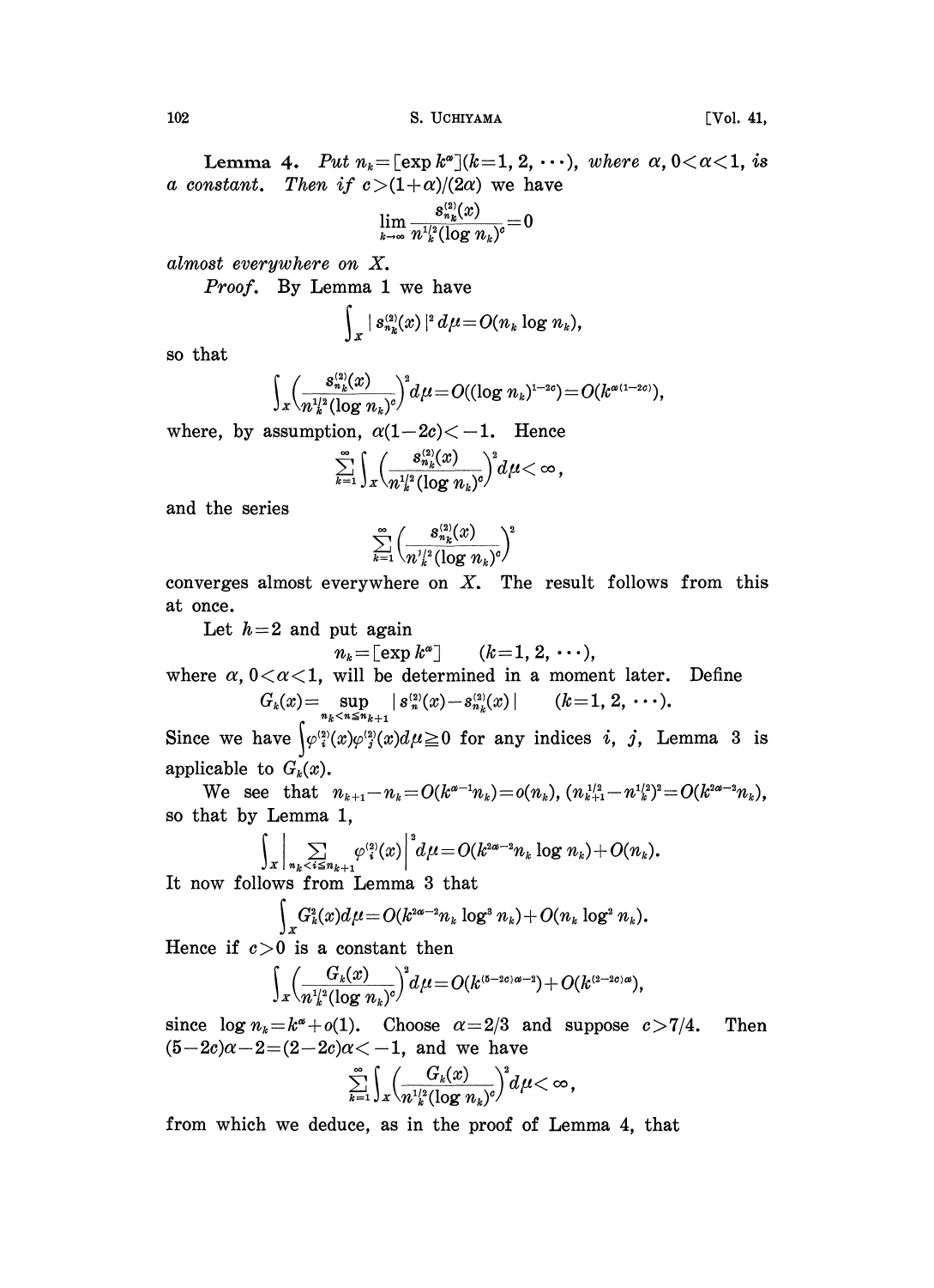**Lemma 4.** *Put $n_k=[\exp k^\alpha]$ $(k=1, 2, \cdots)$, where $\alpha$, $0<\alpha<1$, is a constant. Then if $c>(1+\alpha)/(2\alpha)$ we have*

$$\lim_{k\to\infty}\frac{s_{n_k}^{(2)}(x)}{n_k^{1/2}(\log n_k)^c}=0$$

*almost everywhere on $X$.*

*Proof.* By Lemma 1 we have

$$\int_X |s_{n_k}^{(2)}(x)|^2\,d\mu=O(n_k\log n_k),$$

so that

$$\int_X\left(\frac{s_{n_k}^{(2)}(x)}{n_k^{1/2}(\log n_k)^c}\right)^2 d\mu=O((\log n_k)^{1-2c})=O(k^{\alpha(1-2c)}),$$

where, by assumption, $\alpha(1-2c)<-1$. Hence

$$\sum_{k=1}^\infty\int_X\left(\frac{s_{n_k}^{(2)}(x)}{n_k^{1/2}(\log n_k)^c}\right)^2 d\mu<\infty,$$

and the series

$$\sum_{k=1}^\infty\left(\frac{s_{n_k}^{(2)}(x)}{n_k^{1/2}(\log n_k)^c}\right)^2$$

converges almost everywhere on $X$. The result follows from this at once.

Let $h=2$ and put again

$$n_k=[\exp k^\alpha]\qquad(k=1, 2, \cdots),$$

where $\alpha$, $0<\alpha<1$, will be determined in a moment later. Define

$$G_k(x)=\sup_{n_k<n\leqq n_{k+1}}|s_n^{(2)}(x)-s_{n_k}^{(2)}(x)|\qquad(k=1, 2, \cdots).$$

Since we have $\int\varphi_i^{(2)}(x)\varphi_j^{(2)}(x)d\mu\geqq 0$ for any indices $i$, $j$, Lemma 3 is applicable to $G_k(x)$.

We see that $n_{k+1}-n_k=O(k^{\alpha-1}n_k)=o(n_k)$, $(n_{k+1}^{1/2}-n_k^{1/2})^2=O(k^{2\alpha-2}n_k)$, so that by Lemma 1,

$$\int_X\left|\sum_{n_k<i\leqq n_{k+1}}\varphi_i^{(2)}(x)\right|^2 d\mu=O(k^{2\alpha-2}n_k\log n_k)+O(n_k).$$

It now follows from Lemma 3 that

$$\int_X G_k^2(x)d\mu=O(k^{2\alpha-2}n_k\log^3 n_k)+O(n_k\log^2 n_k).$$

Hence if $c>0$ is a constant then

$$\int_X\left(\frac{G_k(x)}{n_k^{1/2}(\log n_k)^c}\right)^2 d\mu=O(k^{(5-2c)\alpha-2})+O(k^{(2-2c)\alpha}),$$

since $\log n_k=k^\alpha+o(1)$. Choose $\alpha=2/3$ and suppose $c>7/4$. Then $(5-2c)\alpha-2=(2-2c)\alpha<-1$, and we have

$$\sum_{k=1}^\infty\int_X\left(\frac{G_k(x)}{n_k^{1/2}(\log n_k)^c}\right)^2 d\mu<\infty,$$

from which we deduce, as in the proof of Lemma 4, that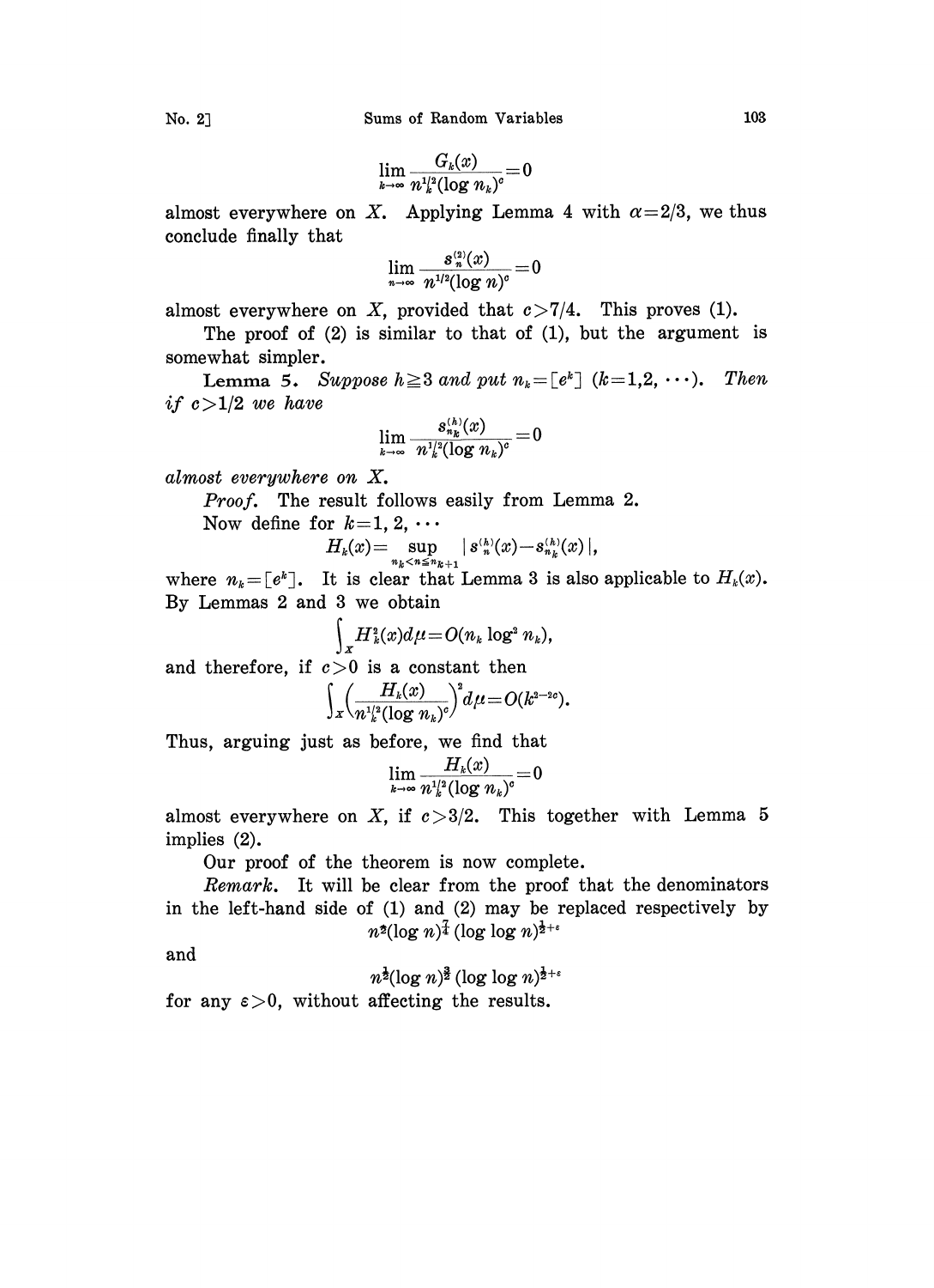$$\lim_{k\to\infty} \frac{G_k(x)}{n_k^{1/2}(\log n_k)^c} = 0$$

almost everywhere on $X$. Applying Lemma 4 with $\alpha = 2/3$, we thus conclude finally that

$$\lim_{n\to\infty} \frac{s_n^{(2)}(x)}{n^{1/2}(\log n)^c} = 0$$

almost everywhere on $X$, provided that $c > 7/4$. This proves (1).

The proof of (2) is similar to that of (1), but the argument is somewhat simpler.

**Lemma 5.** *Suppose $h \geqq 3$ and put $n_k = [e^k]$ $(k = 1, 2, \cdots)$. Then if $c > 1/2$ we have*

$$\lim_{k\to\infty} \frac{s_{n_k}^{(h)}(x)}{n_k^{1/2}(\log n_k)^c} = 0$$

*almost everywhere on $X$.*

*Proof.* The result follows easily from Lemma 2.

Now define for $k = 1, 2, \cdots$

$$H_k(x) = \sup_{n_k < n \leqq n_{k+1}} |s_n^{(h)}(x) - s_{n_k}^{(h)}(x)|,$$

where $n_k = [e^k]$. It is clear that Lemma 3 is also applicable to $H_k(x)$. By Lemmas 2 and 3 we obtain

$$\int_X H_k^2(x) d\mu = O(n_k \log^2 n_k),$$

and therefore, if $c > 0$ is a constant then

$$\int_X \left( \frac{H_k(x)}{n_k^{1/2}(\log n_k)^c} \right)^2 d\mu = O(k^{2-2c}).$$

Thus, arguing just as before, we find that

$$\lim_{k\to\infty} \frac{H_k(x)}{n_k^{1/2}(\log n_k)^c} = 0$$

almost everywhere on $X$, if $c > 3/2$. This together with Lemma 5 implies (2).

Our proof of the theorem is now complete.

*Remark.* It will be clear from the proof that the denominators in the left-hand side of (1) and (2) may be replaced respectively by

$$n^{\frac{1}{2}}(\log n)^{\frac{7}{4}} (\log \log n)^{\frac{1}{2}+\varepsilon}$$

and

$$n^{\frac{1}{2}}(\log n)^{\frac{3}{2}} (\log \log n)^{\frac{1}{2}+\varepsilon}$$

for any $\varepsilon > 0$, without affecting the results.